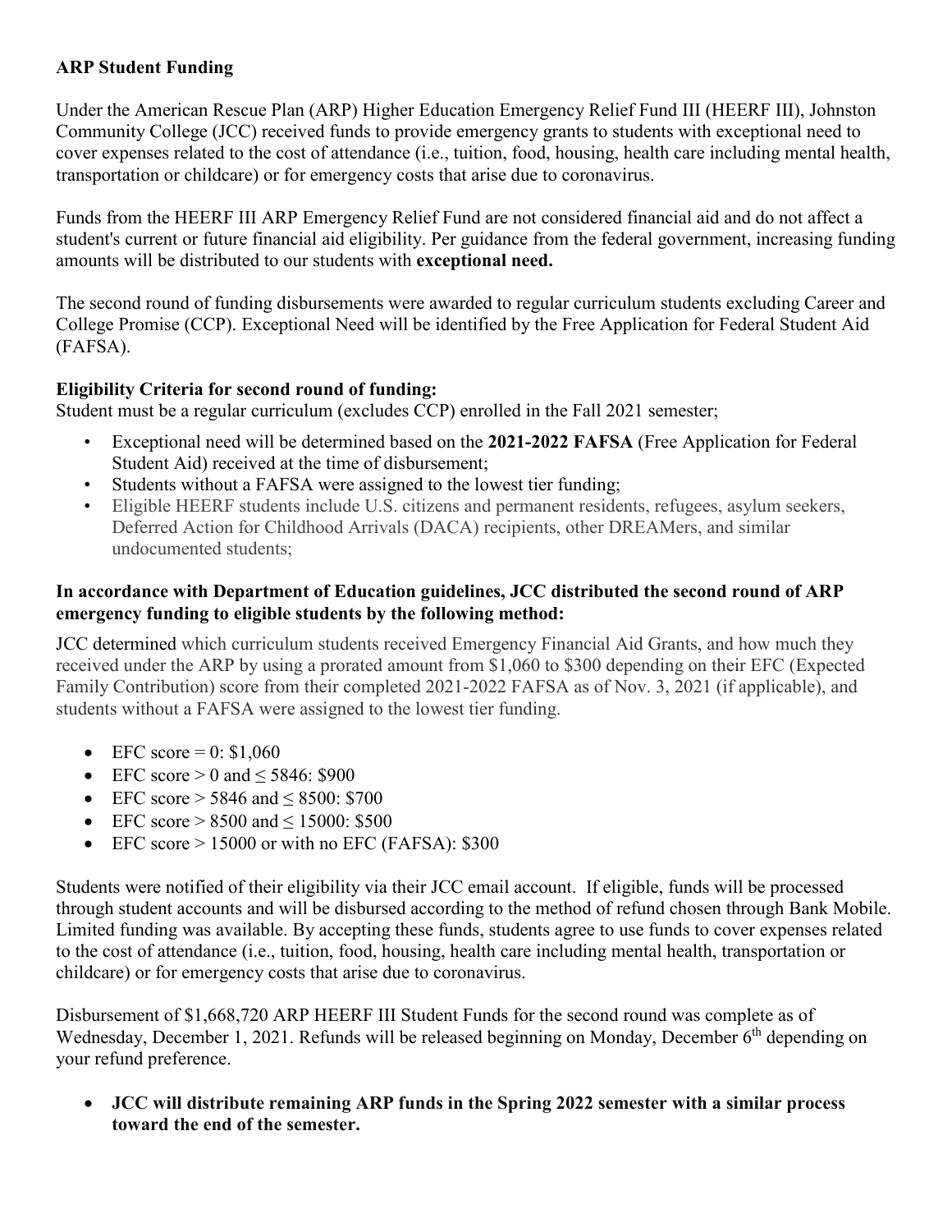## ARP Student Funding

Under the American Rescue Plan (ARP) Higher Education Emergency Relief Fund III (HEERF III), Johnston Community College (JCC) received funds to provide emergency grants to students with exceptional need to cover expenses related to the cost of attendance (i.e., tuition, food, housing, health care including mental health, transportation or childcare) or for emergency costs that arise due to coronavirus.

Funds from the HEERF III ARP Emergency Relief Fund are not considered financial aid and do not affect a student's current or future financial aid eligibility. Per guidance from the federal government, increasing funding amounts will be distributed to our students with **exceptional need.**

The second round of funding disbursements were awarded to regular curriculum students excluding Career and College Promise (CCP). Exceptional Need will be identified by the Free Application for Federal Student Aid (FAFSA).

**Eligibility Criteria for second round of funding:**

Student must be a regular curriculum (excludes CCP) enrolled in the Fall 2021 semester;

- Exceptional need will be determined based on the **2021-2022 FAFSA** (Free Application for Federal Student Aid) received at the time of disbursement;
- Students without a FAFSA were assigned to the lowest tier funding;
- Eligible HEERF students include U.S. citizens and permanent residents, refugees, asylum seekers, Deferred Action for Childhood Arrivals (DACA) recipients, other DREAMers, and similar undocumented students;

**In accordance with Department of Education guidelines, JCC distributed the second round of ARP emergency funding to eligible students by the following method:**

JCC determined which curriculum students received Emergency Financial Aid Grants, and how much they received under the ARP by using a prorated amount from $1,060 to $300 depending on their EFC (Expected Family Contribution) score from their completed 2021-2022 FAFSA as of Nov. 3, 2021 (if applicable), and students without a FAFSA were assigned to the lowest tier funding.

- EFC score = 0: $1,060
- EFC score > 0 and ≤ 5846: $900
- EFC score > 5846 and ≤ 8500: $700
- EFC score > 8500 and ≤ 15000: $500
- EFC score > 15000 or with no EFC (FAFSA): $300

Students were notified of their eligibility via their JCC email account. If eligible, funds will be processed through student accounts and will be disbursed according to the method of refund chosen through Bank Mobile. Limited funding was available. By accepting these funds, students agree to use funds to cover expenses related to the cost of attendance (i.e., tuition, food, housing, health care including mental health, transportation or childcare) or for emergency costs that arise due to coronavirus.

Disbursement of $1,668,720 ARP HEERF III Student Funds for the second round was complete as of Wednesday, December 1, 2021. Refunds will be released beginning on Monday, December 6th depending on your refund preference.

- **JCC will distribute remaining ARP funds in the Spring 2022 semester with a similar process toward the end of the semester.**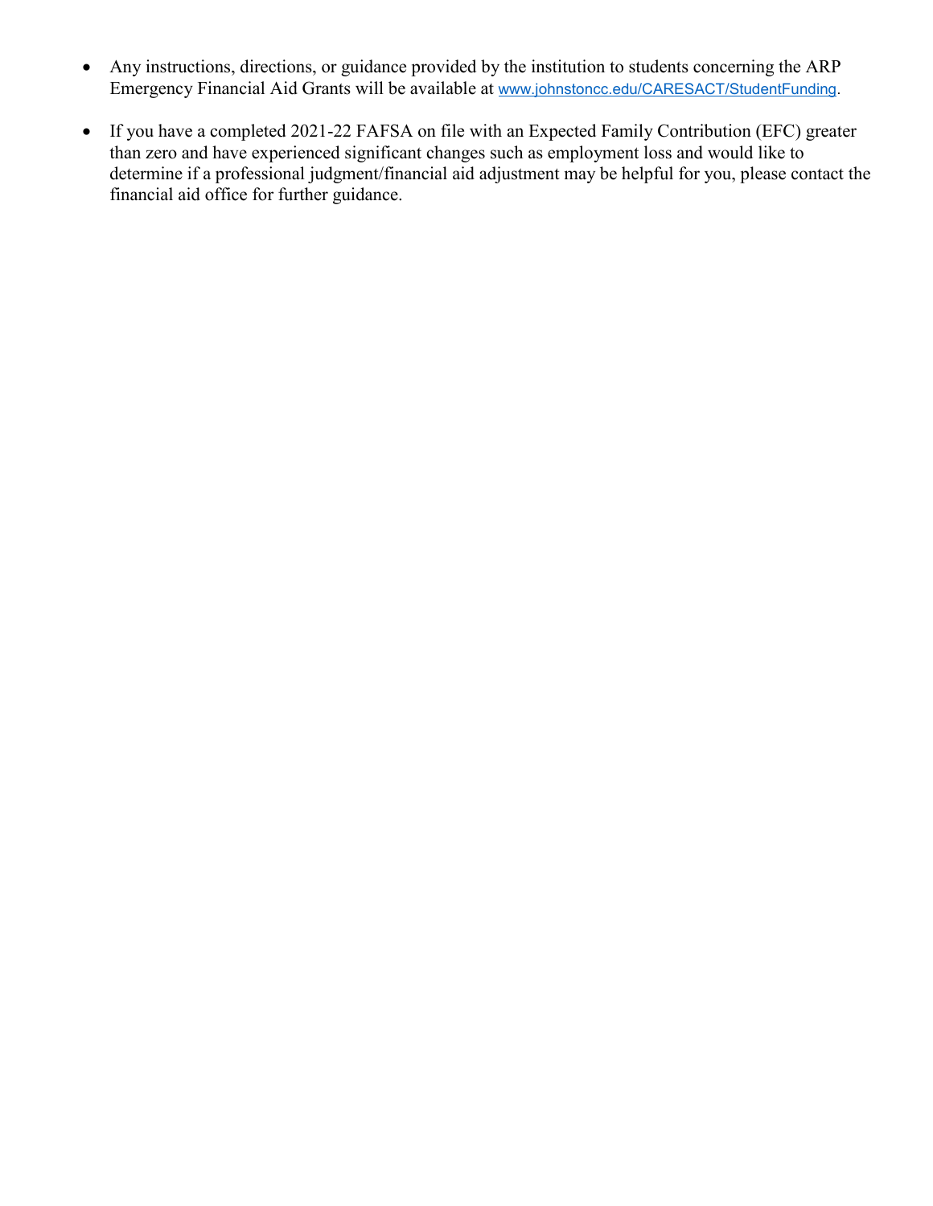- Any instructions, directions, or guidance provided by the institution to students concerning the ARP Emergency Financial Aid Grants will be available at www.johnstoncc.edu/CARESACT/StudentFunding.

- If you have a completed 2021-22 FAFSA on file with an Expected Family Contribution (EFC) greater than zero and have experienced significant changes such as employment loss and would like to determine if a professional judgment/financial aid adjustment may be helpful for you, please contact the financial aid office for further guidance.